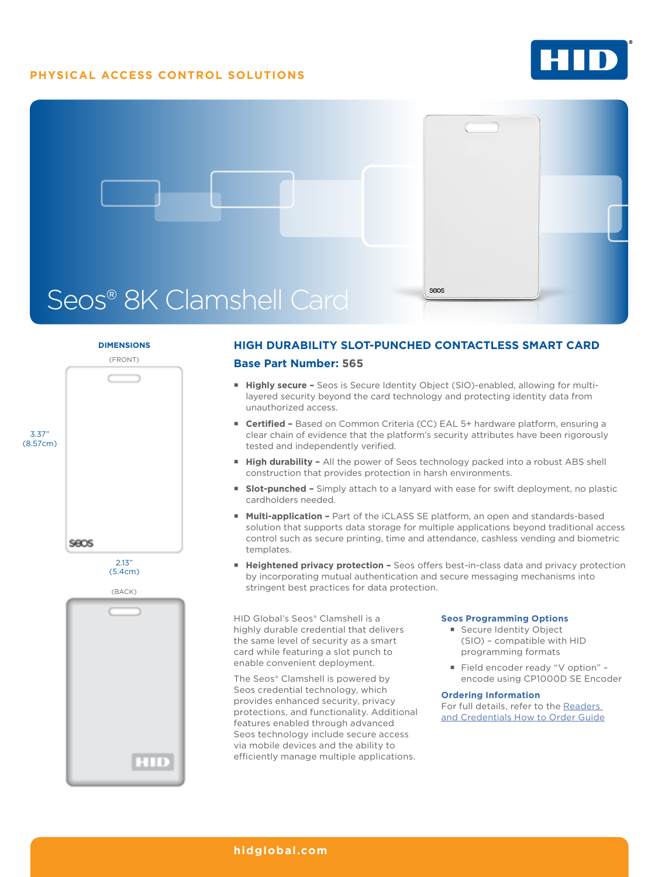PHYSICAL ACCESS CONTROL SOLUTIONS

# Seos® 8K Clamshell Card

### DIMENSIONS

(FRONT)

3.37" (8.57cm)

2.13" (5.4cm)

(BACK)

## HIGH DURABILITY SLOT-PUNCHED CONTACTLESS SMART CARD

### Base Part Number: 565

- **Highly secure –** Seos is Secure Identity Object (SIO)-enabled, allowing for multi-layered security beyond the card technology and protecting identity data from unauthorized access.
- **Certified –** Based on Common Criteria (CC) EAL 5+ hardware platform, ensuring a clear chain of evidence that the platform's security attributes have been rigorously tested and independently verified.
- **High durability –** All the power of Seos technology packed into a robust ABS shell construction that provides protection in harsh environments.
- **Slot-punched –** Simply attach to a lanyard with ease for swift deployment, no plastic cardholders needed.
- **Multi-application –** Part of the iCLASS SE platform, an open and standards-based solution that supports data storage for multiple applications beyond traditional access control such as secure printing, time and attendance, cashless vending and biometric templates.
- **Heightened privacy protection –** Seos offers best-in-class data and privacy protection by incorporating mutual authentication and secure messaging mechanisms into stringent best practices for data protection.

HID Global's Seos® Clamshell is a highly durable credential that delivers the same level of security as a smart card while featuring a slot punch to enable convenient deployment.

The Seos® Clamshell is powered by Seos credential technology, which provides enhanced security, privacy protections, and functionality. Additional features enabled through advanced Seos technology include secure access via mobile devices and the ability to efficiently manage multiple applications.

### Seos Programming Options

- Secure Identity Object (SIO) – compatible with HID programming formats
- Field encoder ready "V option" – encode using CP1000D SE Encoder

### Ordering Information

For full details, refer to the Readers and Credentials How to Order Guide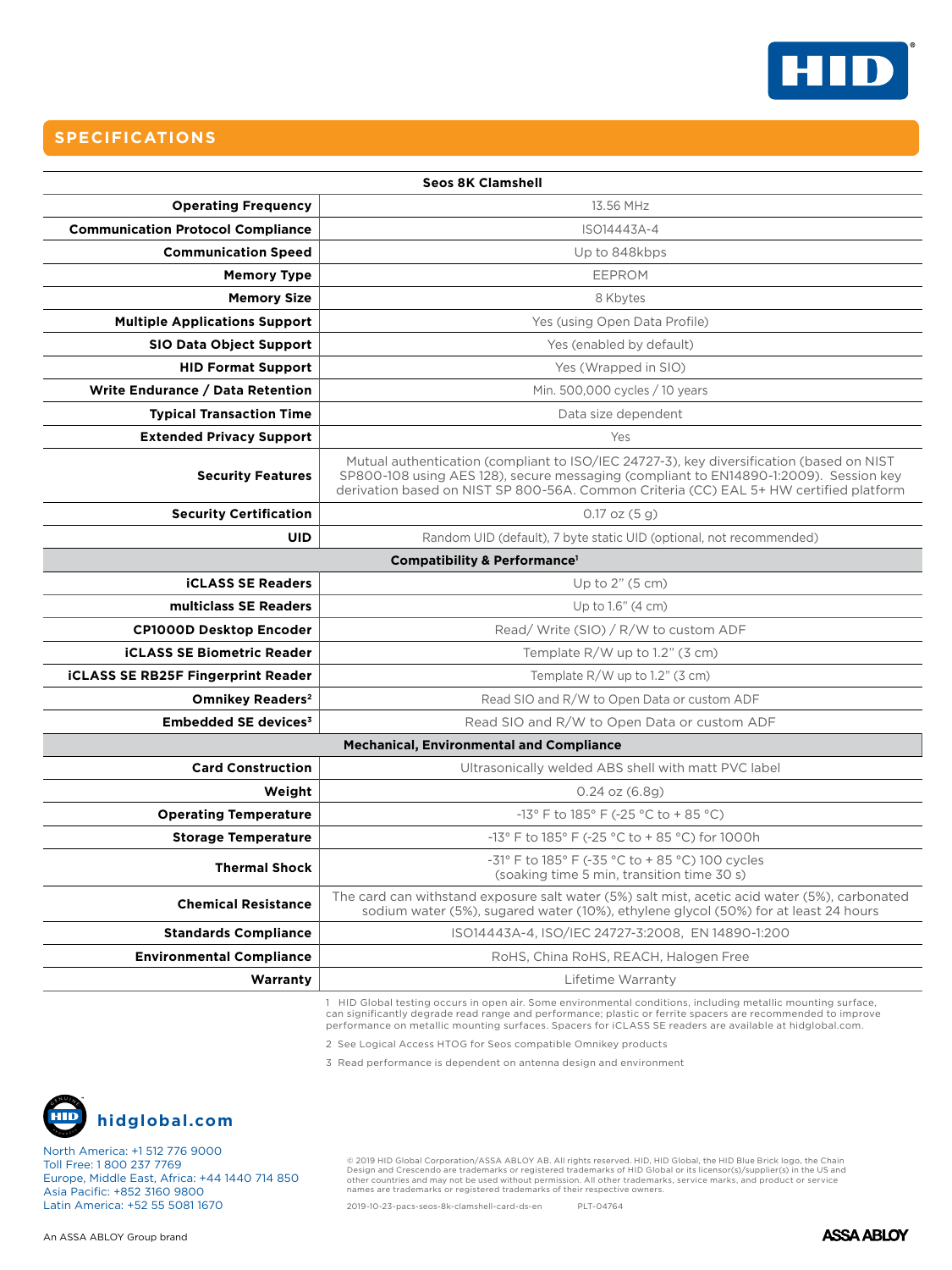## SPECIFICATIONS

| Seos 8K Clamshell | |
|---|---|
| **Operating Frequency** | 13.56 MHz |
| **Communication Protocol Compliance** | ISO14443A-4 |
| **Communication Speed** | Up to 848kbps |
| **Memory Type** | EEPROM |
| **Memory Size** | 8 Kbytes |
| **Multiple Applications Support** | Yes (using Open Data Profile) |
| **SIO Data Object Support** | Yes (enabled by default) |
| **HID Format Support** | Yes (Wrapped in SIO) |
| **Write Endurance / Data Retention** | Min. 500,000 cycles / 10 years |
| **Typical Transaction Time** | Data size dependent |
| **Extended Privacy Support** | Yes |
| **Security Features** | Mutual authentication (compliant to ISO/IEC 24727-3), key diversification (based on NIST SP800-108 using AES 128), secure messaging (compliant to EN14890-1:2009). Session key derivation based on NIST SP 800-56A. Common Criteria (CC) EAL 5+ HW certified platform |
| **Security Certification** | 0.17 oz (5 g) |
| **UID** | Random UID (default), 7 byte static UID (optional, not recommended) |
| **Compatibility & Performance[1]** | |
| **iCLASS SE Readers** | Up to 2" (5 cm) |
| **multiclass SE Readers** | Up to 1.6" (4 cm) |
| **CP1000D Desktop Encoder** | Read/ Write (SIO) / R/W to custom ADF |
| **iCLASS SE Biometric Reader** | Template R/W up to 1.2" (3 cm) |
| **iCLASS SE RB25F Fingerprint Reader** | Template R/W up to 1.2" (3 cm) |
| **Omnikey Readers[2]** | Read SIO and R/W to Open Data or custom ADF |
| **Embedded SE devices[3]** | Read SIO and R/W to Open Data or custom ADF |
| **Mechanical, Environmental and Compliance** | |
| **Card Construction** | Ultrasonically welded ABS shell with matt PVC label |
| **Weight** | 0.24 oz (6.8g) |
| **Operating Temperature** | -13° F to 185° F (-25 °C to + 85 °C) |
| **Storage Temperature** | -13° F to 185° F (-25 °C to + 85 °C) for 1000h |
| **Thermal Shock** | -31° F to 185° F (-35 °C to + 85 °C) 100 cycles (soaking time 5 min, transition time 30 s) |
| **Chemical Resistance** | The card can withstand exposure salt water (5%) salt mist, acetic acid water (5%), carbonated sodium water (5%), sugared water (10%), ethylene glycol (50%) for at least 24 hours |
| **Standards Compliance** | ISO14443A-4, ISO/IEC 24727-3:2008, EN 14890-1:200 |
| **Environmental Compliance** | RoHS, China RoHS, REACH, Halogen Free |
| **Warranty** | Lifetime Warranty |

1 HID Global testing occurs in open air. Some environmental conditions, including metallic mounting surface, can significantly degrade read range and performance; plastic or ferrite spacers are recommended to improve performance on metallic mounting surfaces. Spacers for iCLASS SE readers are available at hidglobal.com.

2 See Logical Access HTOG for Seos compatible Omnikey products

3 Read performance is dependent on antenna design and environment

**hidglobal.com**

North America: +1 512 776 9000
Toll Free: 1 800 237 7769
Europe, Middle East, Africa: +44 1440 714 850
Asia Pacific: +852 3160 9800
Latin America: +52 55 5081 1670

© 2019 HID Global Corporation/ASSA ABLOY AB. All rights reserved. HID, HID Global, the HID Blue Brick logo, the Chain Design and Crescendo are trademarks or registered trademarks of HID Global or its licensor(s)/supplier(s) in the US and other countries and may not be used without permission. All other trademarks, service marks, and product or service names are trademarks or registered trademarks of their respective owners.

2019-10-23-pacs-seos-8k-clamshell-card-ds-en PLT-04764

An ASSA ABLOY Group brand

ASSA ABLOY